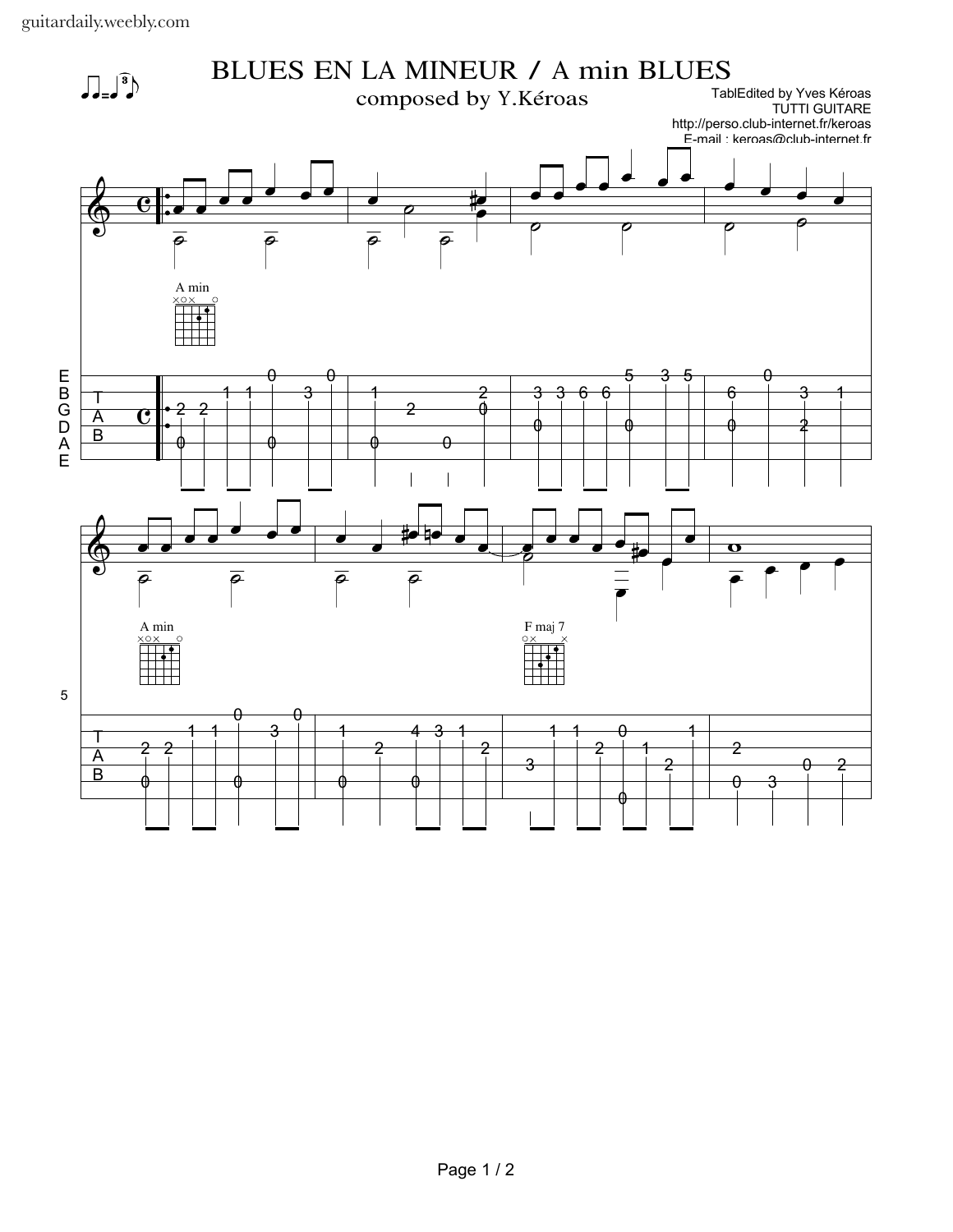# BLUES EN LA MINEUR / A min BLUES

composed by Y.Kéroas

TablEdited by Yves Kéroas
TUTTI GUITARE
http://perso.club-internet.fr/keroas
E-mail : keroas@club-internet.fr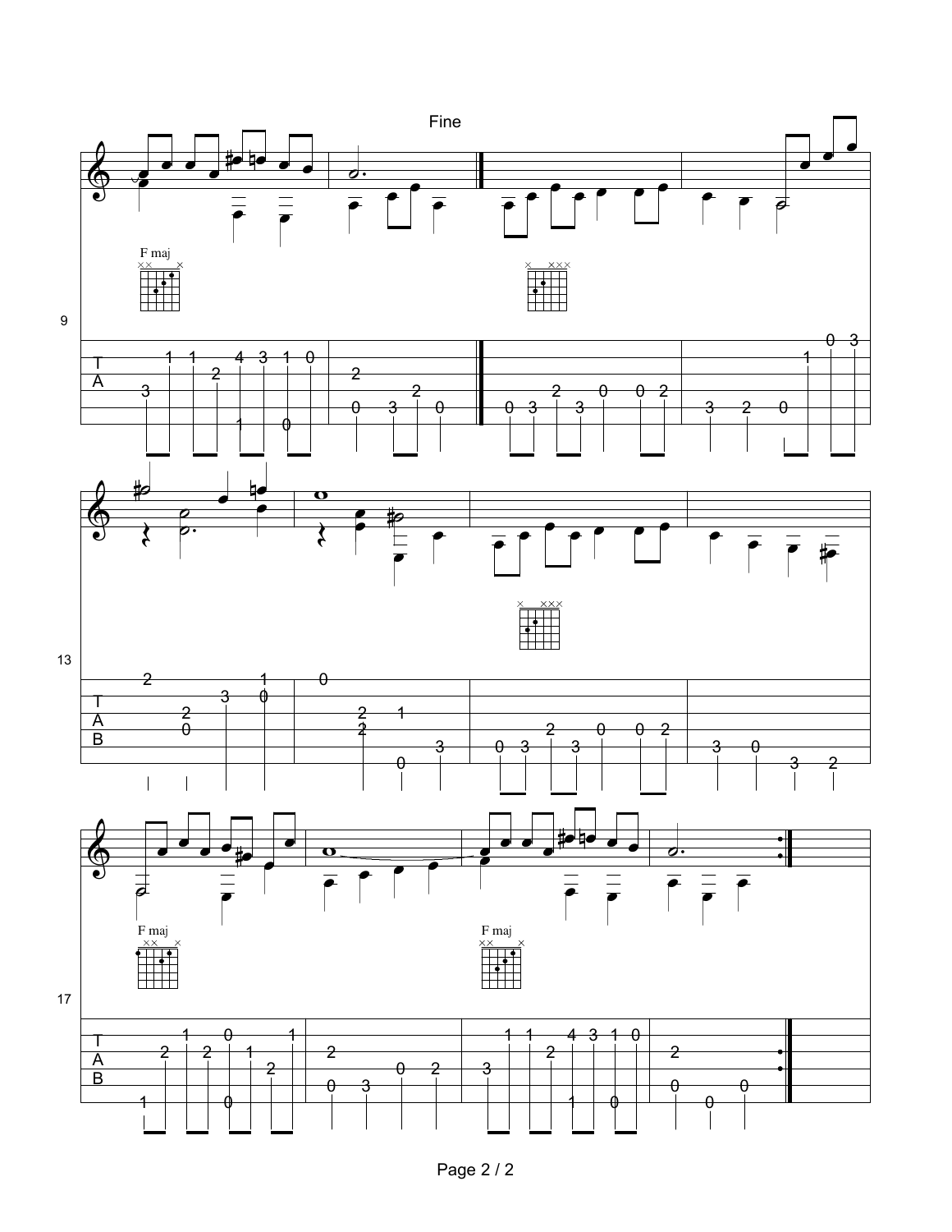Fine

F maj

F maj

F maj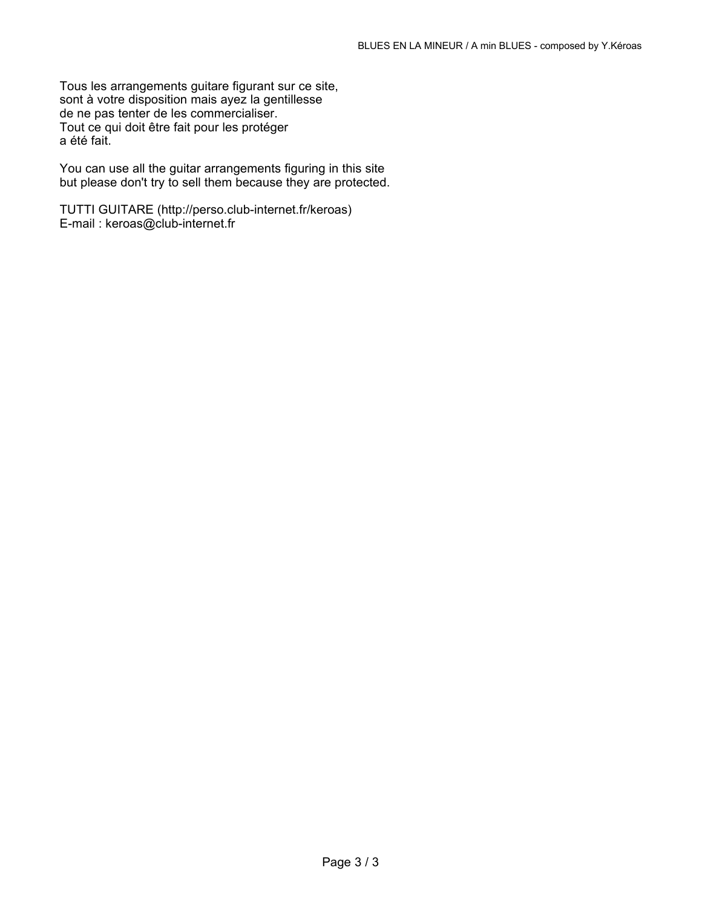Tous les arrangements guitare figurant sur ce site,
sont à votre disposition mais ayez la gentillesse
de ne pas tenter de les commercialiser.
Tout ce qui doit être fait pour les protéger
a été fait.

You can use all the guitar arrangements figuring in this site
but please don't try to sell them because they are protected.

TUTTI GUITARE (http://perso.club-internet.fr/keroas)
E-mail : keroas@club-internet.fr